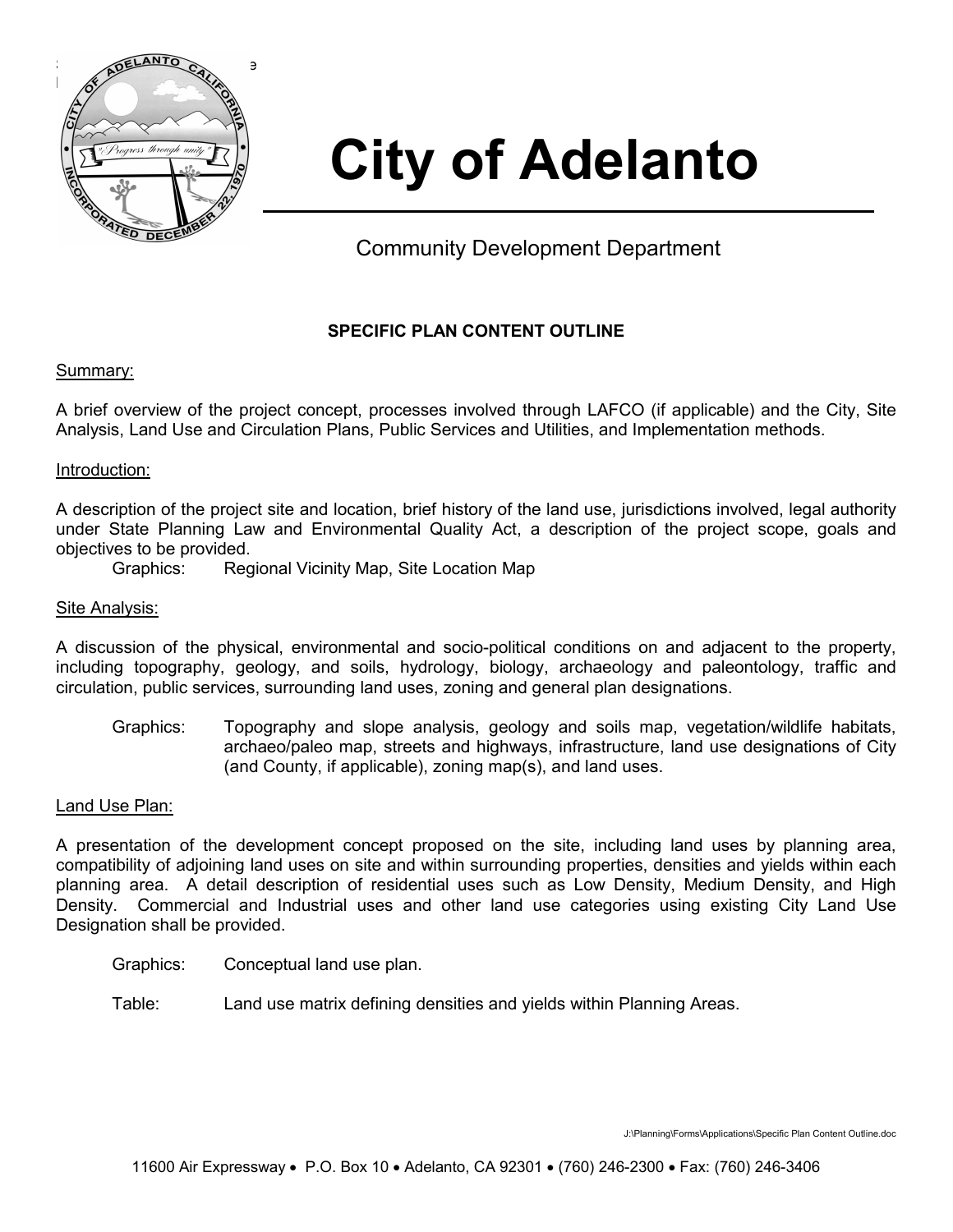# City of Adelanto

Community Development Department

## SPECIFIC PLAN CONTENT OUTLINE

Summary:

A brief overview of the project concept, processes involved through LAFCO (if applicable) and the City, Site Analysis, Land Use and Circulation Plans, Public Services and Utilities, and Implementation methods.

Introduction:

A description of the project site and location, brief history of the land use, jurisdictions involved, legal authority under State Planning Law and Environmental Quality Act, a description of the project scope, goals and objectives to be provided.

Graphics: Regional Vicinity Map, Site Location Map

Site Analysis:

A discussion of the physical, environmental and socio-political conditions on and adjacent to the property, including topography, geology, and soils, hydrology, biology, archaeology and paleontology, traffic and circulation, public services, surrounding land uses, zoning and general plan designations.

Graphics: Topography and slope analysis, geology and soils map, vegetation/wildlife habitats, archaeo/paleo map, streets and highways, infrastructure, land use designations of City (and County, if applicable), zoning map(s), and land uses.

Land Use Plan:

A presentation of the development concept proposed on the site, including land uses by planning area, compatibility of adjoining land uses on site and within surrounding properties, densities and yields within each planning area. A detail description of residential uses such as Low Density, Medium Density, and High Density. Commercial and Industrial uses and other land use categories using existing City Land Use Designation shall be provided.

Graphics: Conceptual land use plan.

Table: Land use matrix defining densities and yields within Planning Areas.

J:\Planning\Forms\Applications\Specific Plan Content Outline.doc

11600 Air Expressway • P.O. Box 10 • Adelanto, CA 92301 • (760) 246-2300 • Fax: (760) 246-3406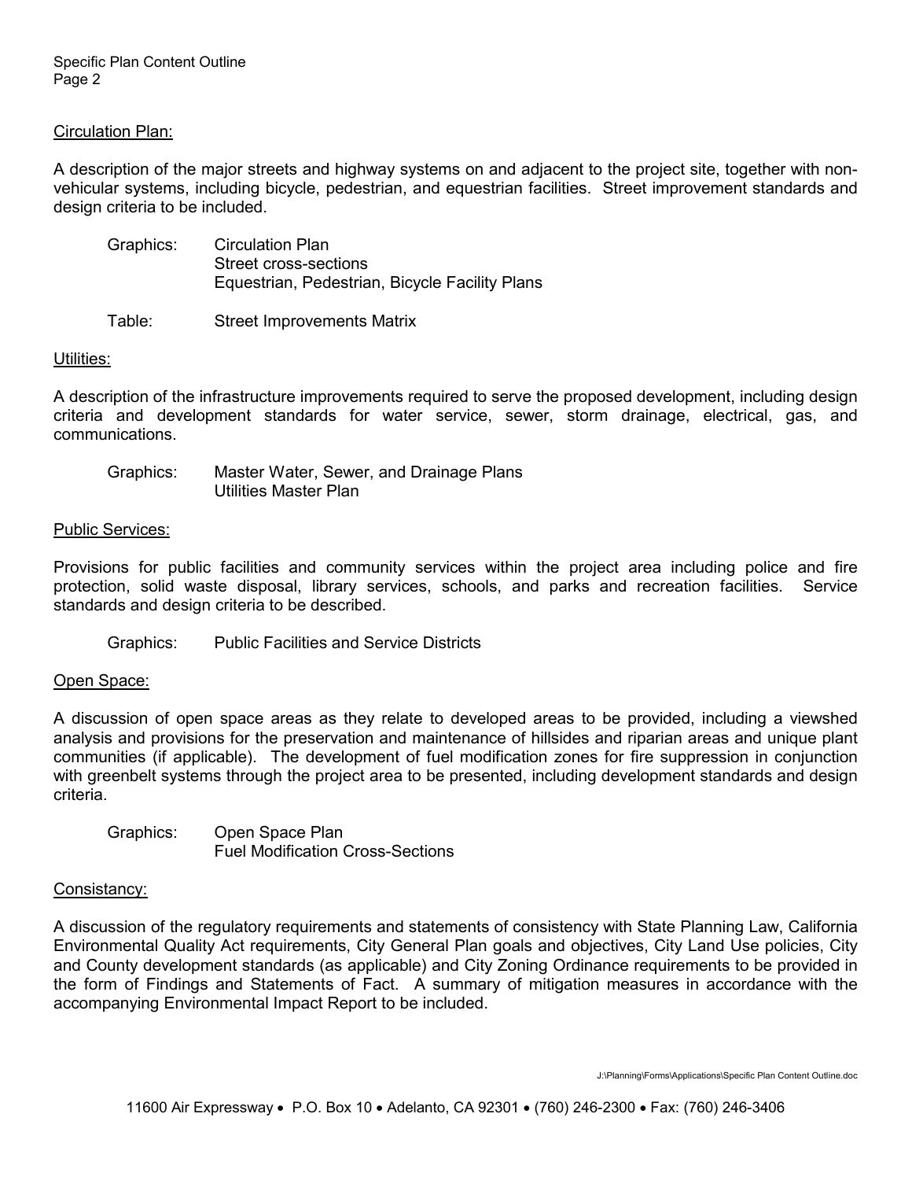## Circulation Plan:

A description of the major streets and highway systems on and adjacent to the project site, together with non-vehicular systems, including bicycle, pedestrian, and equestrian facilities. Street improvement standards and design criteria to be included.

Graphics: Circulation Plan
Street cross-sections
Equestrian, Pedestrian, Bicycle Facility Plans

Table: Street Improvements Matrix

## Utilities:

A description of the infrastructure improvements required to serve the proposed development, including design criteria and development standards for water service, sewer, storm drainage, electrical, gas, and communications.

Graphics: Master Water, Sewer, and Drainage Plans
Utilities Master Plan

## Public Services:

Provisions for public facilities and community services within the project area including police and fire protection, solid waste disposal, library services, schools, and parks and recreation facilities. Service standards and design criteria to be described.

Graphics: Public Facilities and Service Districts

## Open Space:

A discussion of open space areas as they relate to developed areas to be provided, including a viewshed analysis and provisions for the preservation and maintenance of hillsides and riparian areas and unique plant communities (if applicable). The development of fuel modification zones for fire suppression in conjunction with greenbelt systems through the project area to be presented, including development standards and design criteria.

Graphics: Open Space Plan
Fuel Modification Cross-Sections

## Consistancy:

A discussion of the regulatory requirements and statements of consistency with State Planning Law, California Environmental Quality Act requirements, City General Plan goals and objectives, City Land Use policies, City and County development standards (as applicable) and City Zoning Ordinance requirements to be provided in the form of Findings and Statements of Fact. A summary of mitigation measures in accordance with the accompanying Environmental Impact Report to be included.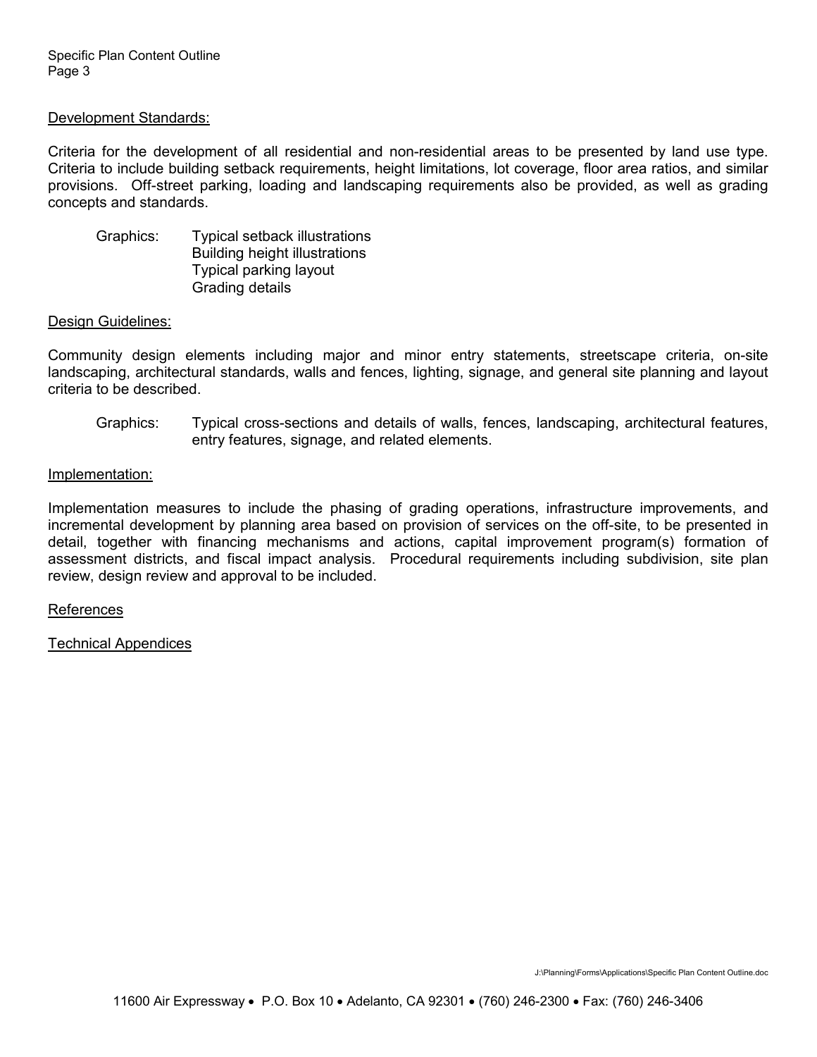## Development Standards:

Criteria for the development of all residential and non-residential areas to be presented by land use type. Criteria to include building setback requirements, height limitations, lot coverage, floor area ratios, and similar provisions. Off-street parking, loading and landscaping requirements also be provided, as well as grading concepts and standards.

Graphics: Typical setback illustrations
Building height illustrations
Typical parking layout
Grading details

## Design Guidelines:

Community design elements including major and minor entry statements, streetscape criteria, on-site landscaping, architectural standards, walls and fences, lighting, signage, and general site planning and layout criteria to be described.

Graphics: Typical cross-sections and details of walls, fences, landscaping, architectural features, entry features, signage, and related elements.

## Implementation:

Implementation measures to include the phasing of grading operations, infrastructure improvements, and incremental development by planning area based on provision of services on the off-site, to be presented in detail, together with financing mechanisms and actions, capital improvement program(s) formation of assessment districts, and fiscal impact analysis. Procedural requirements including subdivision, site plan review, design review and approval to be included.

## References

## Technical Appendices

J:\Planning\Forms\Applications\Specific Plan Content Outline.doc

11600 Air Expressway • P.O. Box 10 • Adelanto, CA 92301 • (760) 246-2300 • Fax: (760) 246-3406